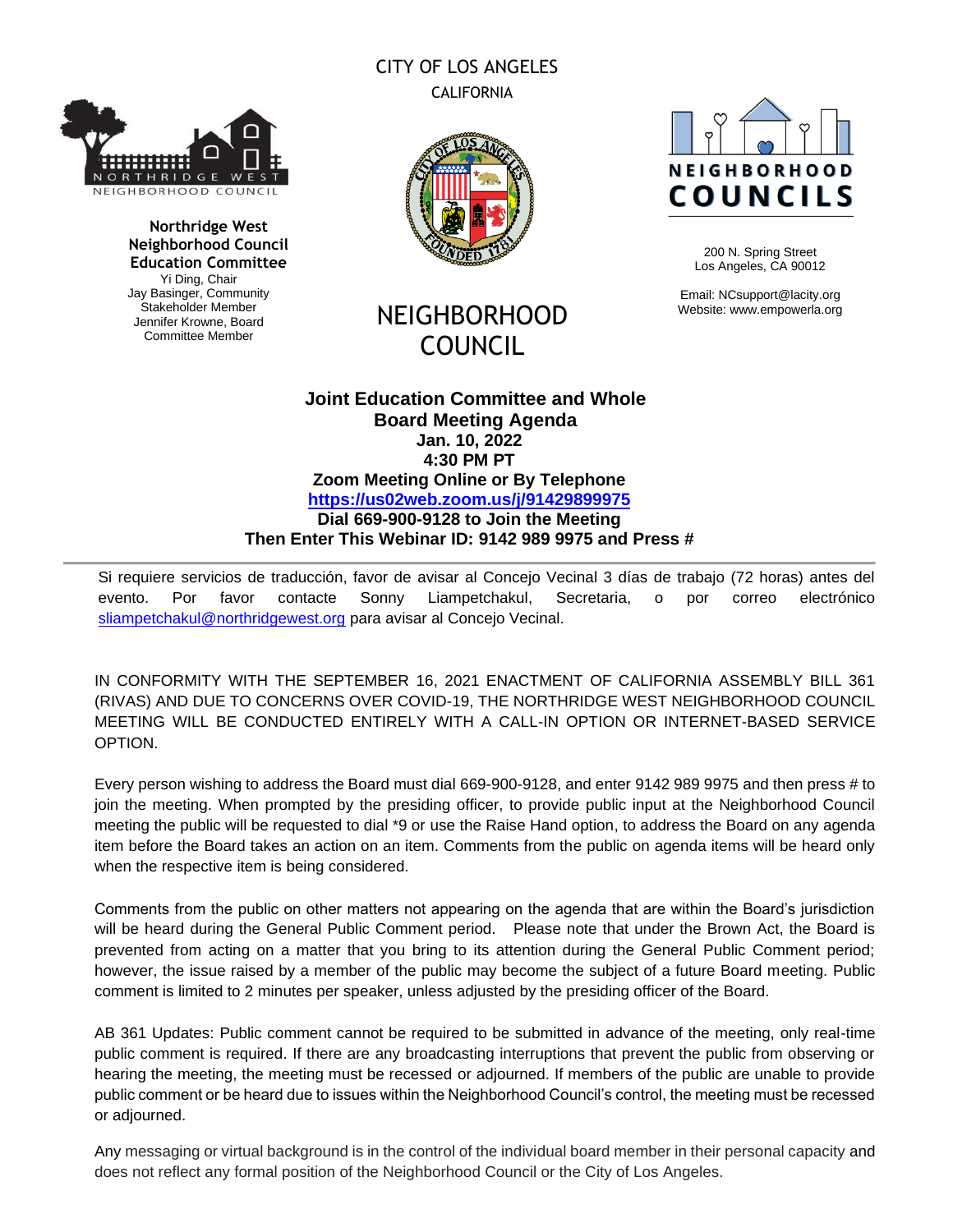CITY OF LOS ANGELES
CALIFORNIA

**Northridge West Neighborhood Council Education Committee**
Yi Ding, Chair
Jay Basinger, Community Stakeholder Member
Jennifer Krowne, Board Committee Member

NEIGHBORHOOD COUNCIL

NEIGHBORHOOD COUNCILS
200 N. Spring Street
Los Angeles, CA 90012

Email: NCsupport@lacity.org
Website: www.empowerla.org

**Joint Education Committee and Whole Board Meeting Agenda**
**Jan. 10, 2022**
**4:30 PM PT**
**Zoom Meeting Online or By Telephone**
**https://us02web.zoom.us/j/91429899975**
**Dial 669-900-9128 to Join the Meeting**
**Then Enter This Webinar ID: 9142 989 9975 and Press #**

---

Si requiere servicios de traducción, favor de avisar al Concejo Vecinal 3 días de trabajo (72 horas) antes del evento. Por favor contacte Sonny Liampetchakul, Secretaria, o por correo electrónico sliampetchakul@northridgewest.org para avisar al Concejo Vecinal.

IN CONFORMITY WITH THE SEPTEMBER 16, 2021 ENACTMENT OF CALIFORNIA ASSEMBLY BILL 361 (RIVAS) AND DUE TO CONCERNS OVER COVID-19, THE NORTHRIDGE WEST NEIGHBORHOOD COUNCIL MEETING WILL BE CONDUCTED ENTIRELY WITH A CALL-IN OPTION OR INTERNET-BASED SERVICE OPTION.

Every person wishing to address the Board must dial 669-900-9128, and enter 9142 989 9975 and then press # to join the meeting. When prompted by the presiding officer, to provide public input at the Neighborhood Council meeting the public will be requested to dial *9 or use the Raise Hand option, to address the Board on any agenda item before the Board takes an action on an item. Comments from the public on agenda items will be heard only when the respective item is being considered.

Comments from the public on other matters not appearing on the agenda that are within the Board's jurisdiction will be heard during the General Public Comment period. Please note that under the Brown Act, the Board is prevented from acting on a matter that you bring to its attention during the General Public Comment period; however, the issue raised by a member of the public may become the subject of a future Board meeting. Public comment is limited to 2 minutes per speaker, unless adjusted by the presiding officer of the Board.

AB 361 Updates: Public comment cannot be required to be submitted in advance of the meeting, only real-time public comment is required. If there are any broadcasting interruptions that prevent the public from observing or hearing the meeting, the meeting must be recessed or adjourned. If members of the public are unable to provide public comment or be heard due to issues within the Neighborhood Council's control, the meeting must be recessed or adjourned.

Any messaging or virtual background is in the control of the individual board member in their personal capacity and does not reflect any formal position of the Neighborhood Council or the City of Los Angeles.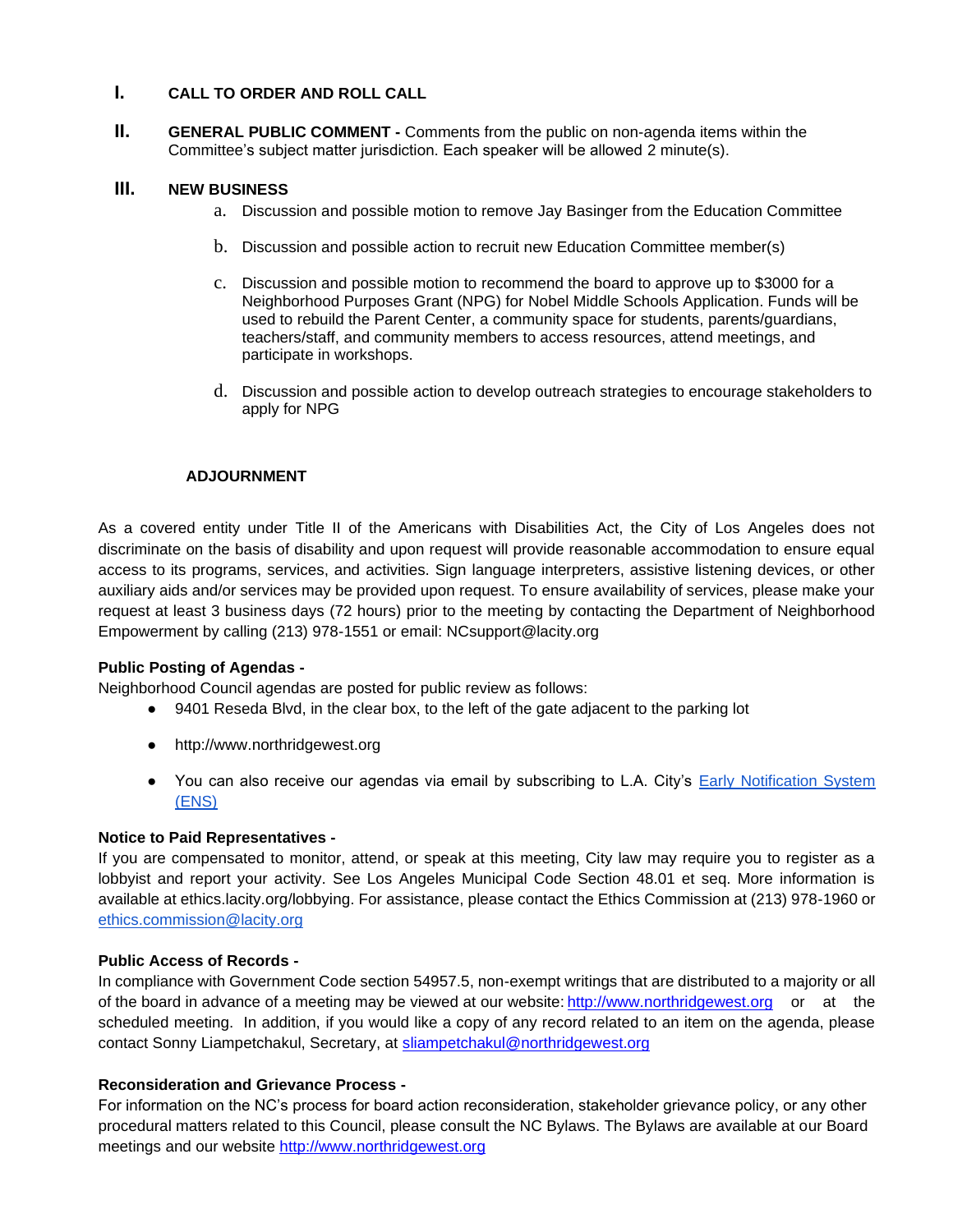## I. CALL TO ORDER AND ROLL CALL

## II. GENERAL PUBLIC COMMENT - Comments from the public on non-agenda items within the Committee's subject matter jurisdiction. Each speaker will be allowed 2 minute(s).

## III. NEW BUSINESS

a. Discussion and possible motion to remove Jay Basinger from the Education Committee

b. Discussion and possible action to recruit new Education Committee member(s)

c. Discussion and possible motion to recommend the board to approve up to $3000 for a Neighborhood Purposes Grant (NPG) for Nobel Middle Schools Application. Funds will be used to rebuild the Parent Center, a community space for students, parents/guardians, teachers/staff, and community members to access resources, attend meetings, and participate in workshops.

d. Discussion and possible action to develop outreach strategies to encourage stakeholders to apply for NPG

**ADJOURNMENT**

As a covered entity under Title II of the Americans with Disabilities Act, the City of Los Angeles does not discriminate on the basis of disability and upon request will provide reasonable accommodation to ensure equal access to its programs, services, and activities. Sign language interpreters, assistive listening devices, or other auxiliary aids and/or services may be provided upon request. To ensure availability of services, please make your request at least 3 business days (72 hours) prior to the meeting by contacting the Department of Neighborhood Empowerment by calling (213) 978-1551 or email: NCsupport@lacity.org

**Public Posting of Agendas -**
Neighborhood Council agendas are posted for public review as follows:

- 9401 Reseda Blvd, in the clear box, to the left of the gate adjacent to the parking lot
- http://www.northridgewest.org
- You can also receive our agendas via email by subscribing to L.A. City's Early Notification System (ENS)

**Notice to Paid Representatives -**
If you are compensated to monitor, attend, or speak at this meeting, City law may require you to register as a lobbyist and report your activity. See Los Angeles Municipal Code Section 48.01 et seq. More information is available at ethics.lacity.org/lobbying. For assistance, please contact the Ethics Commission at (213) 978-1960 or ethics.commission@lacity.org

**Public Access of Records -**
In compliance with Government Code section 54957.5, non-exempt writings that are distributed to a majority or all of the board in advance of a meeting may be viewed at our website: http://www.northridgewest.org or at the scheduled meeting. In addition, if you would like a copy of any record related to an item on the agenda, please contact Sonny Liampetchakul, Secretary, at sliampetchakul@northridgewest.org

**Reconsideration and Grievance Process -**
For information on the NC's process for board action reconsideration, stakeholder grievance policy, or any other procedural matters related to this Council, please consult the NC Bylaws. The Bylaws are available at our Board meetings and our website http://www.northridgewest.org